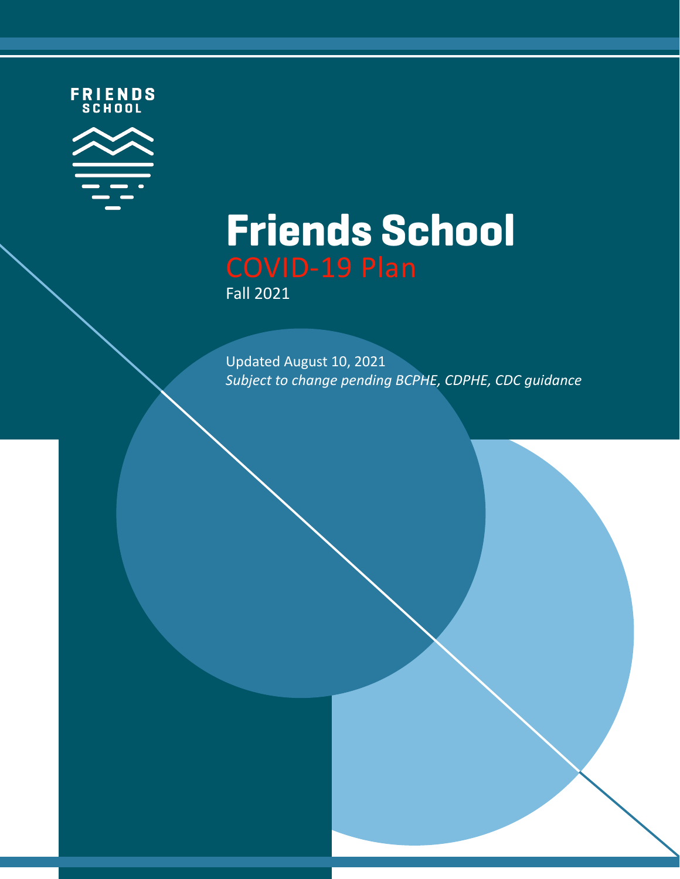FRIENDS SCHOOL

# Friends School

## COVID-19 Plan

Fall 2021

Updated August 10, 2021

*Subject to change pending BCPHE, CDPHE, CDC guidance*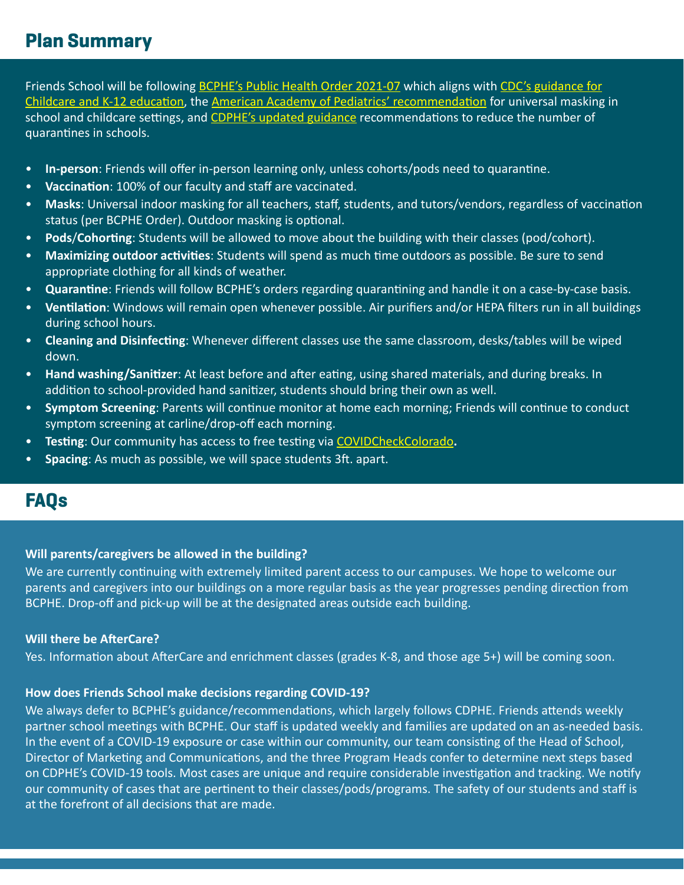## Plan Summary

Friends School will be following BCPHE's Public Health Order 2021-07 which aligns with CDC's guidance for Childcare and K-12 education, the American Academy of Pediatrics' recommendation for universal masking in school and childcare settings, and CDPHE's updated guidance recommendations to reduce the number of quarantines in schools.

- **In-person**: Friends will offer in-person learning only, unless cohorts/pods need to quarantine.
- **Vaccination**: 100% of our faculty and staff are vaccinated.
- **Masks**: Universal indoor masking for all teachers, staff, students, and tutors/vendors, regardless of vaccination status (per BCPHE Order). Outdoor masking is optional.
- **Pods/Cohorting**: Students will be allowed to move about the building with their classes (pod/cohort).
- **Maximizing outdoor activities**: Students will spend as much time outdoors as possible. Be sure to send appropriate clothing for all kinds of weather.
- **Quarantine**: Friends will follow BCPHE's orders regarding quarantining and handle it on a case-by-case basis.
- **Ventilation**: Windows will remain open whenever possible. Air purifiers and/or HEPA filters run in all buildings during school hours.
- **Cleaning and Disinfecting**: Whenever different classes use the same classroom, desks/tables will be wiped down.
- **Hand washing/Sanitizer**: At least before and after eating, using shared materials, and during breaks. In addition to school-provided hand sanitizer, students should bring their own as well.
- **Symptom Screening**: Parents will continue monitor at home each morning; Friends will continue to conduct symptom screening at carline/drop-off each morning.
- **Testing**: Our community has access to free testing via COVIDCheckColorado**.**
- **Spacing**: As much as possible, we will space students 3ft. apart.

## FAQs

**Will parents/caregivers be allowed in the building?**

We are currently continuing with extremely limited parent access to our campuses. We hope to welcome our parents and caregivers into our buildings on a more regular basis as the year progresses pending direction from BCPHE. Drop-off and pick-up will be at the designated areas outside each building.

**Will there be AfterCare?**

Yes. Information about AfterCare and enrichment classes (grades K-8, and those age 5+) will be coming soon.

**How does Friends School make decisions regarding COVID-19?**

We always defer to BCPHE's guidance/recommendations, which largely follows CDPHE. Friends attends weekly partner school meetings with BCPHE. Our staff is updated weekly and families are updated on an as-needed basis. In the event of a COVID-19 exposure or case within our community, our team consisting of the Head of School, Director of Marketing and Communications, and the three Program Heads confer to determine next steps based on CDPHE's COVID-19 tools. Most cases are unique and require considerable investigation and tracking. We notify our community of cases that are pertinent to their classes/pods/programs. The safety of our students and staff is at the forefront of all decisions that are made.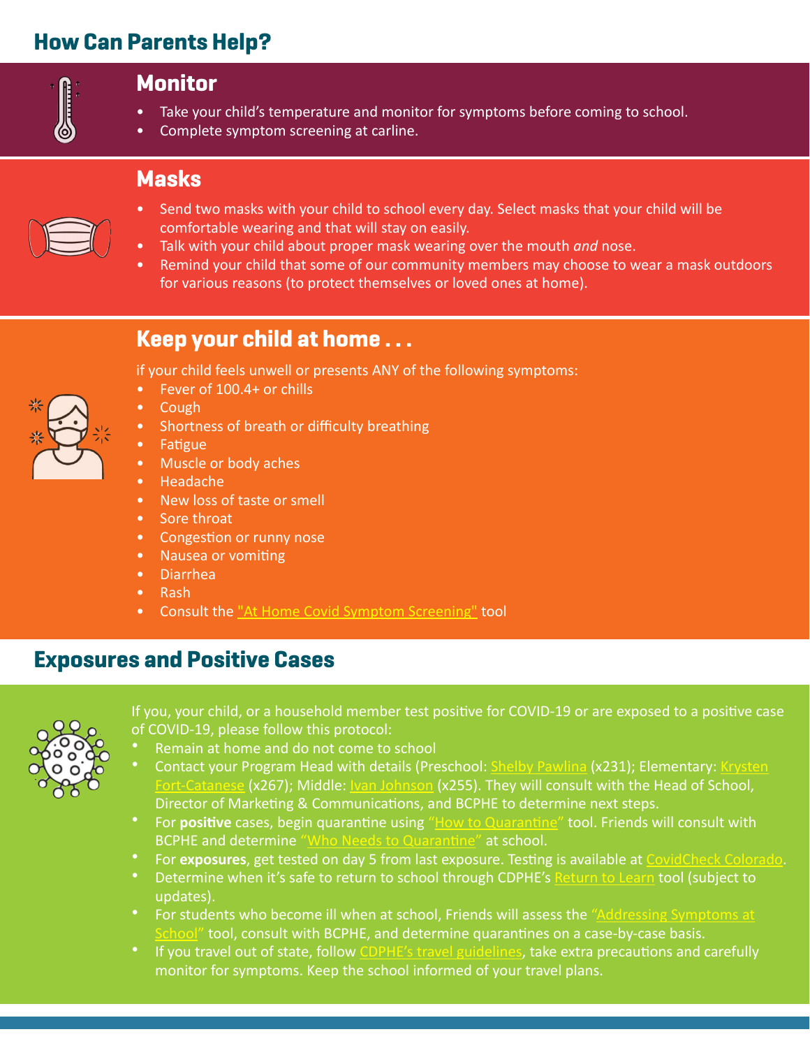## How Can Parents Help?

### Monitor

- Take your child's temperature and monitor for symptoms before coming to school.
- Complete symptom screening at carline.

### Masks

- Send two masks with your child to school every day. Select masks that your child will be comfortable wearing and that will stay on easily.
- Talk with your child about proper mask wearing over the mouth *and* nose.
- Remind your child that some of our community members may choose to wear a mask outdoors for various reasons (to protect themselves or loved ones at home).

### Keep your child at home . . .

if your child feels unwell or presents ANY of the following symptoms:

- Fever of 100.4+ or chills
- Cough
- Shortness of breath or difficulty breathing
- Fatigue
- Muscle or body aches
- Headache
- New loss of taste or smell
- Sore throat
- Congestion or runny nose
- Nausea or vomiting
- Diarrhea
- Rash
- Consult the "At Home Covid Symptom Screening" tool

## Exposures and Positive Cases

If you, your child, or a household member test positive for COVID-19 or are exposed to a positive case of COVID-19, please follow this protocol:

- Remain at home and do not come to school
- Contact your Program Head with details (Preschool: Shelby Pawlina (x231); Elementary: Krysten Fort-Catanese (x267); Middle: Ivan Johnson (x255). They will consult with the Head of School, Director of Marketing & Communications, and BCPHE to determine next steps.
- For **positive** cases, begin quarantine using "How to Quarantine" tool. Friends will consult with BCPHE and determine "Who Needs to Quarantine" at school.
- For **exposures**, get tested on day 5 from last exposure. Testing is available at CovidCheck Colorado.
- Determine when it's safe to return to school through CDPHE's Return to Learn tool (subject to updates).
- For students who become ill when at school, Friends will assess the "Addressing Symptoms at School" tool, consult with BCPHE, and determine quarantines on a case-by-case basis.
- If you travel out of state, follow CDPHE's travel guidelines, take extra precautions and carefully monitor for symptoms. Keep the school informed of your travel plans.